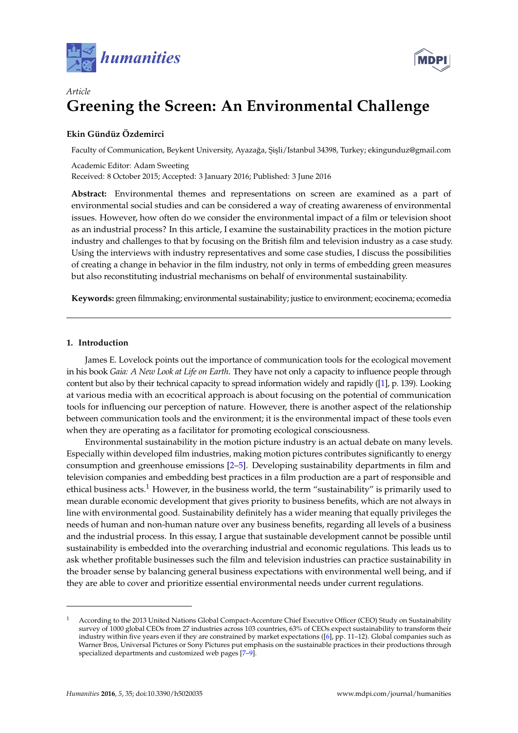*humanities*

Article

# Greening the Screen: An Environmental Challenge

**Ekin Gündüz Özdemirci**

Faculty of Communication, Beykent University, Ayazağa, Şişli/Istanbul 34398, Turkey; ekingunduz@gmail.com

Academic Editor: Adam Sweeting

Received: 8 October 2015; Accepted: 3 January 2016; Published: 3 June 2016

**Abstract:** Environmental themes and representations on screen are examined as a part of environmental social studies and can be considered a way of creating awareness of environmental issues. However, how often do we consider the environmental impact of a film or television shoot as an industrial process? In this article, I examine the sustainability practices in the motion picture industry and challenges to that by focusing on the British film and television industry as a case study. Using the interviews with industry representatives and some case studies, I discuss the possibilities of creating a change in behavior in the film industry, not only in terms of embedding green measures but also reconstituting industrial mechanisms on behalf of environmental sustainability.

**Keywords:** green filmmaking; environmental sustainability; justice to environment; ecocinema; ecomedia

## 1. Introduction

James E. Lovelock points out the importance of communication tools for the ecological movement in his book *Gaia: A New Look at Life on Earth*. They have not only a capacity to influence people through content but also by their technical capacity to spread information widely and rapidly ([1], p. 139). Looking at various media with an ecocritical approach is about focusing on the potential of communication tools for influencing our perception of nature. However, there is another aspect of the relationship between communication tools and the environment; it is the environmental impact of these tools even when they are operating as a facilitator for promoting ecological consciousness.

Environmental sustainability in the motion picture industry is an actual debate on many levels. Especially within developed film industries, making motion pictures contributes significantly to energy consumption and greenhouse emissions [2–5]. Developing sustainability departments in film and television companies and embedding best practices in a film production are a part of responsible and ethical business acts.[1] However, in the business world, the term "sustainability" is primarily used to mean durable economic development that gives priority to business benefits, which are not always in line with environmental good. Sustainability definitely has a wider meaning that equally privileges the needs of human and non-human nature over any business benefits, regarding all levels of a business and the industrial process. In this essay, I argue that sustainable development cannot be possible until sustainability is embedded into the overarching industrial and economic regulations. This leads us to ask whether profitable businesses such the film and television industries can practice sustainability in the broader sense by balancing general business expectations with environmental well being, and if they are able to cover and prioritize essential environmental needs under current regulations.

---

[1] According to the 2013 United Nations Global Compact-Accenture Chief Executive Officer (CEO) Study on Sustainability survey of 1000 global CEOs from 27 industries across 103 countries, 63% of CEOs expect sustainability to transform their industry within five years even if they are constrained by market expectations ([6], pp. 11–12). Global companies such as Warner Bros, Universal Pictures or Sony Pictures put emphasis on the sustainable practices in their productions through specialized departments and customized web pages [7–9].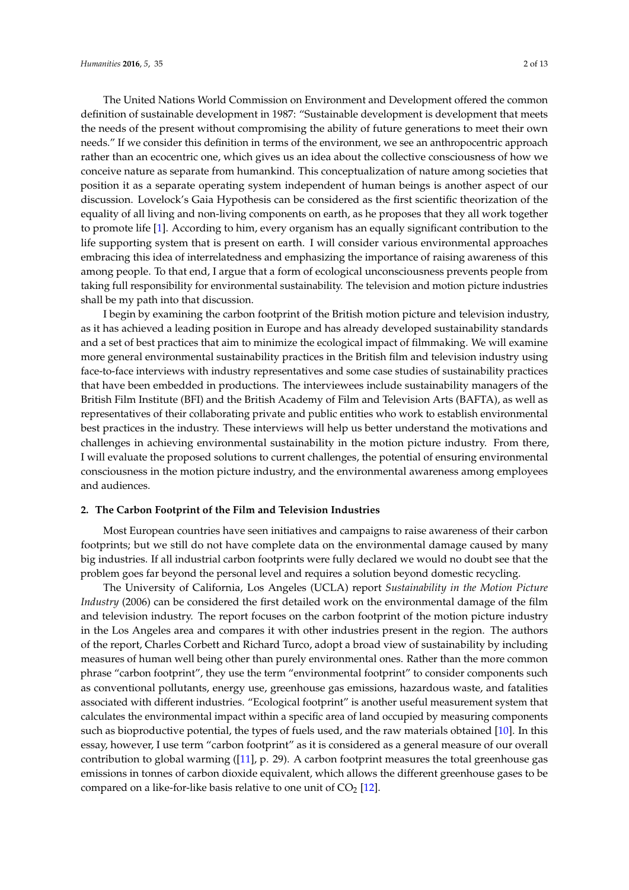The United Nations World Commission on Environment and Development offered the common definition of sustainable development in 1987: "Sustainable development is development that meets the needs of the present without compromising the ability of future generations to meet their own needs." If we consider this definition in terms of the environment, we see an anthropocentric approach rather than an ecocentric one, which gives us an idea about the collective consciousness of how we conceive nature as separate from humankind. This conceptualization of nature among societies that position it as a separate operating system independent of human beings is another aspect of our discussion. Lovelock's Gaia Hypothesis can be considered as the first scientific theorization of the equality of all living and non-living components on earth, as he proposes that they all work together to promote life [1]. According to him, every organism has an equally significant contribution to the life supporting system that is present on earth. I will consider various environmental approaches embracing this idea of interrelatedness and emphasizing the importance of raising awareness of this among people. To that end, I argue that a form of ecological unconsciousness prevents people from taking full responsibility for environmental sustainability. The television and motion picture industries shall be my path into that discussion.

I begin by examining the carbon footprint of the British motion picture and television industry, as it has achieved a leading position in Europe and has already developed sustainability standards and a set of best practices that aim to minimize the ecological impact of filmmaking. We will examine more general environmental sustainability practices in the British film and television industry using face-to-face interviews with industry representatives and some case studies of sustainability practices that have been embedded in productions. The interviewees include sustainability managers of the British Film Institute (BFI) and the British Academy of Film and Television Arts (BAFTA), as well as representatives of their collaborating private and public entities who work to establish environmental best practices in the industry. These interviews will help us better understand the motivations and challenges in achieving environmental sustainability in the motion picture industry. From there, I will evaluate the proposed solutions to current challenges, the potential of ensuring environmental consciousness in the motion picture industry, and the environmental awareness among employees and audiences.

## 2. The Carbon Footprint of the Film and Television Industries

Most European countries have seen initiatives and campaigns to raise awareness of their carbon footprints; but we still do not have complete data on the environmental damage caused by many big industries. If all industrial carbon footprints were fully declared we would no doubt see that the problem goes far beyond the personal level and requires a solution beyond domestic recycling.

The University of California, Los Angeles (UCLA) report *Sustainability in the Motion Picture Industry* (2006) can be considered the first detailed work on the environmental damage of the film and television industry. The report focuses on the carbon footprint of the motion picture industry in the Los Angeles area and compares it with other industries present in the region. The authors of the report, Charles Corbett and Richard Turco, adopt a broad view of sustainability by including measures of human well being other than purely environmental ones. Rather than the more common phrase "carbon footprint", they use the term "environmental footprint" to consider components such as conventional pollutants, energy use, greenhouse gas emissions, hazardous waste, and fatalities associated with different industries. "Ecological footprint" is another useful measurement system that calculates the environmental impact within a specific area of land occupied by measuring components such as bioproductive potential, the types of fuels used, and the raw materials obtained [10]. In this essay, however, I use term "carbon footprint" as it is considered as a general measure of our overall contribution to global warming ([11], p. 29). A carbon footprint measures the total greenhouse gas emissions in tonnes of carbon dioxide equivalent, which allows the different greenhouse gases to be compared on a like-for-like basis relative to one unit of $CO_2$ [12].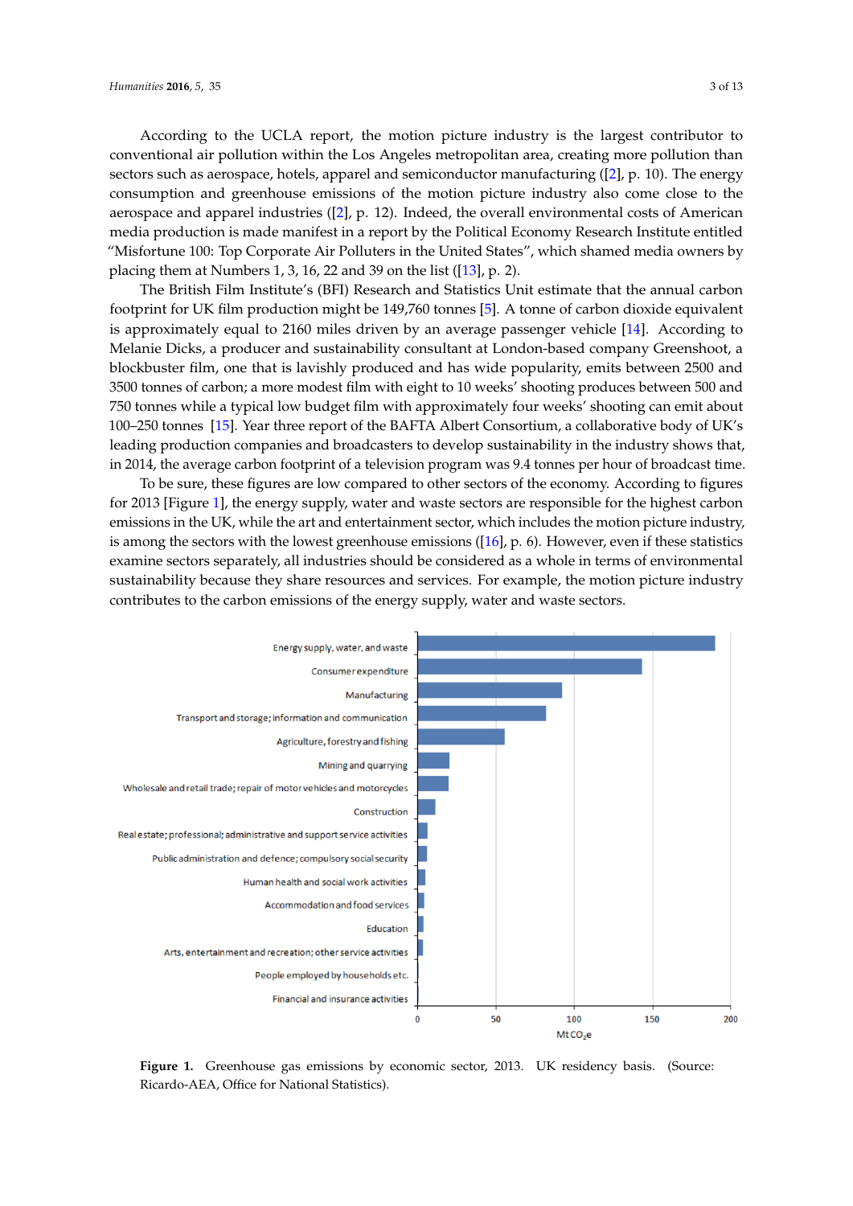According to the UCLA report, the motion picture industry is the largest contributor to conventional air pollution within the Los Angeles metropolitan area, creating more pollution than sectors such as aerospace, hotels, apparel and semiconductor manufacturing ([2], p. 10). The energy consumption and greenhouse emissions of the motion picture industry also come close to the aerospace and apparel industries ([2], p. 12). Indeed, the overall environmental costs of American media production is made manifest in a report by the Political Economy Research Institute entitled "Misfortune 100: Top Corporate Air Polluters in the United States", which shamed media owners by placing them at Numbers 1, 3, 16, 22 and 39 on the list ([13], p. 2).

The British Film Institute's (BFI) Research and Statistics Unit estimate that the annual carbon footprint for UK film production might be 149,760 tonnes [5]. A tonne of carbon dioxide equivalent is approximately equal to 2160 miles driven by an average passenger vehicle [14]. According to Melanie Dicks, a producer and sustainability consultant at London-based company Greenshoot, a blockbuster film, one that is lavishly produced and has wide popularity, emits between 2500 and 3500 tonnes of carbon; a more modest film with eight to 10 weeks' shooting produces between 500 and 750 tonnes while a typical low budget film with approximately four weeks' shooting can emit about 100–250 tonnes [15]. Year three report of the BAFTA Albert Consortium, a collaborative body of UK's leading production companies and broadcasters to develop sustainability in the industry shows that, in 2014, the average carbon footprint of a television program was 9.4 tonnes per hour of broadcast time.

To be sure, these figures are low compared to other sectors of the economy. According to figures for 2013 [Figure 1], the energy supply, water and waste sectors are responsible for the highest carbon emissions in the UK, while the art and entertainment sector, which includes the motion picture industry, is among the sectors with the lowest greenhouse emissions ([16], p. 6). However, even if these statistics examine sectors separately, all industries should be considered as a whole in terms of environmental sustainability because they share resources and services. For example, the motion picture industry contributes to the carbon emissions of the energy supply, water and waste sectors.

**Figure 1.** Greenhouse gas emissions by economic sector, 2013. UK residency basis. (Source: Ricardo-AEA, Office for National Statistics).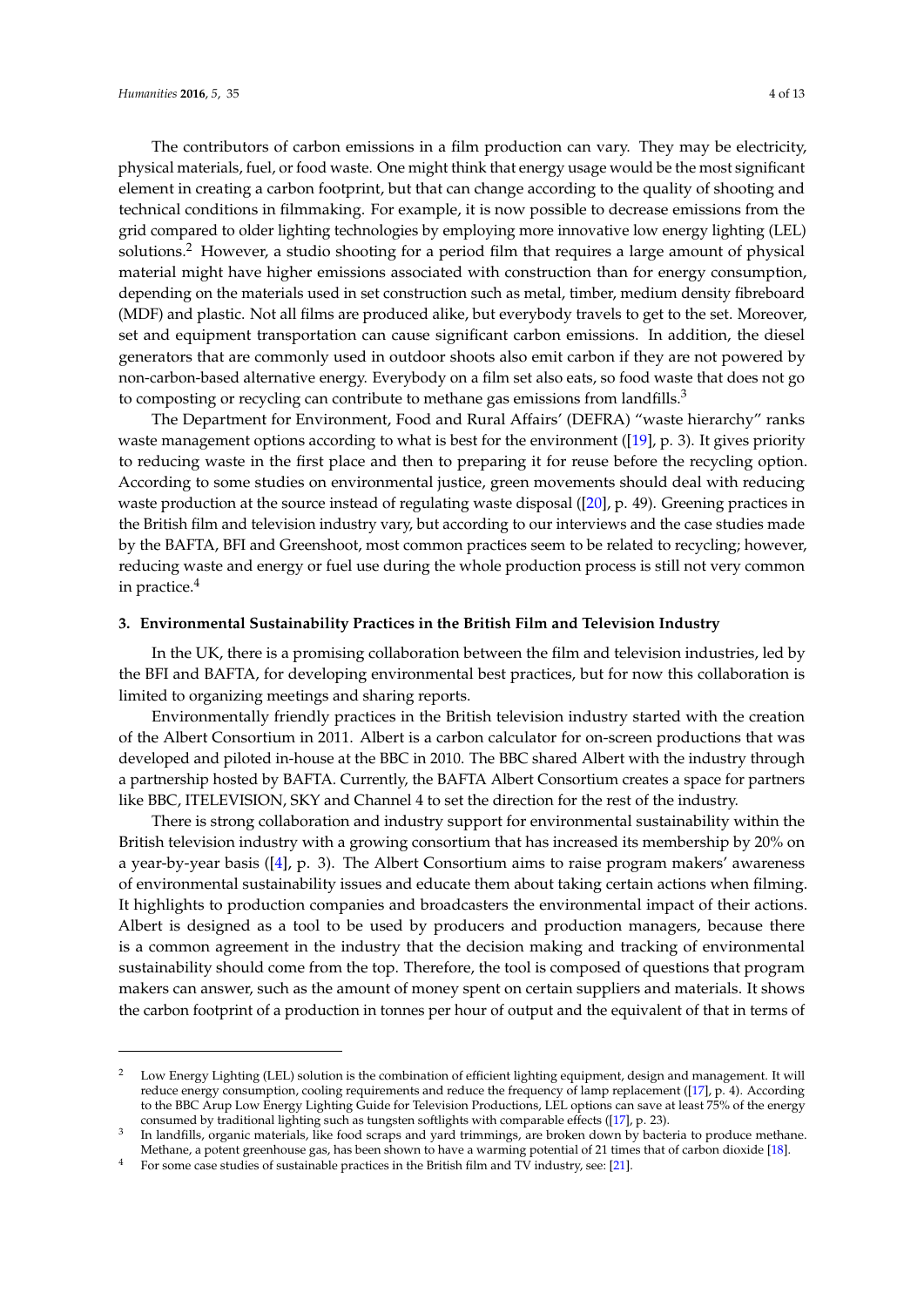The contributors of carbon emissions in a film production can vary. They may be electricity, physical materials, fuel, or food waste. One might think that energy usage would be the most significant element in creating a carbon footprint, but that can change according to the quality of shooting and technical conditions in filmmaking. For example, it is now possible to decrease emissions from the grid compared to older lighting technologies by employing more innovative low energy lighting (LEL) solutions.[2] However, a studio shooting for a period film that requires a large amount of physical material might have higher emissions associated with construction than for energy consumption, depending on the materials used in set construction such as metal, timber, medium density fibreboard (MDF) and plastic. Not all films are produced alike, but everybody travels to get to the set. Moreover, set and equipment transportation can cause significant carbon emissions. In addition, the diesel generators that are commonly used in outdoor shoots also emit carbon if they are not powered by non-carbon-based alternative energy. Everybody on a film set also eats, so food waste that does not go to composting or recycling can contribute to methane gas emissions from landfills.[3]

The Department for Environment, Food and Rural Affairs' (DEFRA) "waste hierarchy" ranks waste management options according to what is best for the environment ([19], p. 3). It gives priority to reducing waste in the first place and then to preparing it for reuse before the recycling option. According to some studies on environmental justice, green movements should deal with reducing waste production at the source instead of regulating waste disposal ([20], p. 49). Greening practices in the British film and television industry vary, but according to our interviews and the case studies made by the BAFTA, BFI and Greenshoot, most common practices seem to be related to recycling; however, reducing waste and energy or fuel use during the whole production process is still not very common in practice.[4]

### 3. Environmental Sustainability Practices in the British Film and Television Industry

In the UK, there is a promising collaboration between the film and television industries, led by the BFI and BAFTA, for developing environmental best practices, but for now this collaboration is limited to organizing meetings and sharing reports.

Environmentally friendly practices in the British television industry started with the creation of the Albert Consortium in 2011. Albert is a carbon calculator for on-screen productions that was developed and piloted in-house at the BBC in 2010. The BBC shared Albert with the industry through a partnership hosted by BAFTA. Currently, the BAFTA Albert Consortium creates a space for partners like BBC, ITELEVISION, SKY and Channel 4 to set the direction for the rest of the industry.

There is strong collaboration and industry support for environmental sustainability within the British television industry with a growing consortium that has increased its membership by 20% on a year-by-year basis ([4], p. 3). The Albert Consortium aims to raise program makers' awareness of environmental sustainability issues and educate them about taking certain actions when filming. It highlights to production companies and broadcasters the environmental impact of their actions. Albert is designed as a tool to be used by producers and production managers, because there is a common agreement in the industry that the decision making and tracking of environmental sustainability should come from the top. Therefore, the tool is composed of questions that program makers can answer, such as the amount of money spent on certain suppliers and materials. It shows the carbon footprint of a production in tonnes per hour of output and the equivalent of that in terms of

---

[2] Low Energy Lighting (LEL) solution is the combination of efficient lighting equipment, design and management. It will reduce energy consumption, cooling requirements and reduce the frequency of lamp replacement ([17], p. 4). According to the BBC Arup Low Energy Lighting Guide for Television Productions, LEL options can save at least 75% of the energy consumed by traditional lighting such as tungsten softlights with comparable effects ([17], p. 23).

[3] In landfills, organic materials, like food scraps and yard trimmings, are broken down by bacteria to produce methane. Methane, a potent greenhouse gas, has been shown to have a warming potential of 21 times that of carbon dioxide [18].

[4] For some case studies of sustainable practices in the British film and TV industry, see: [21].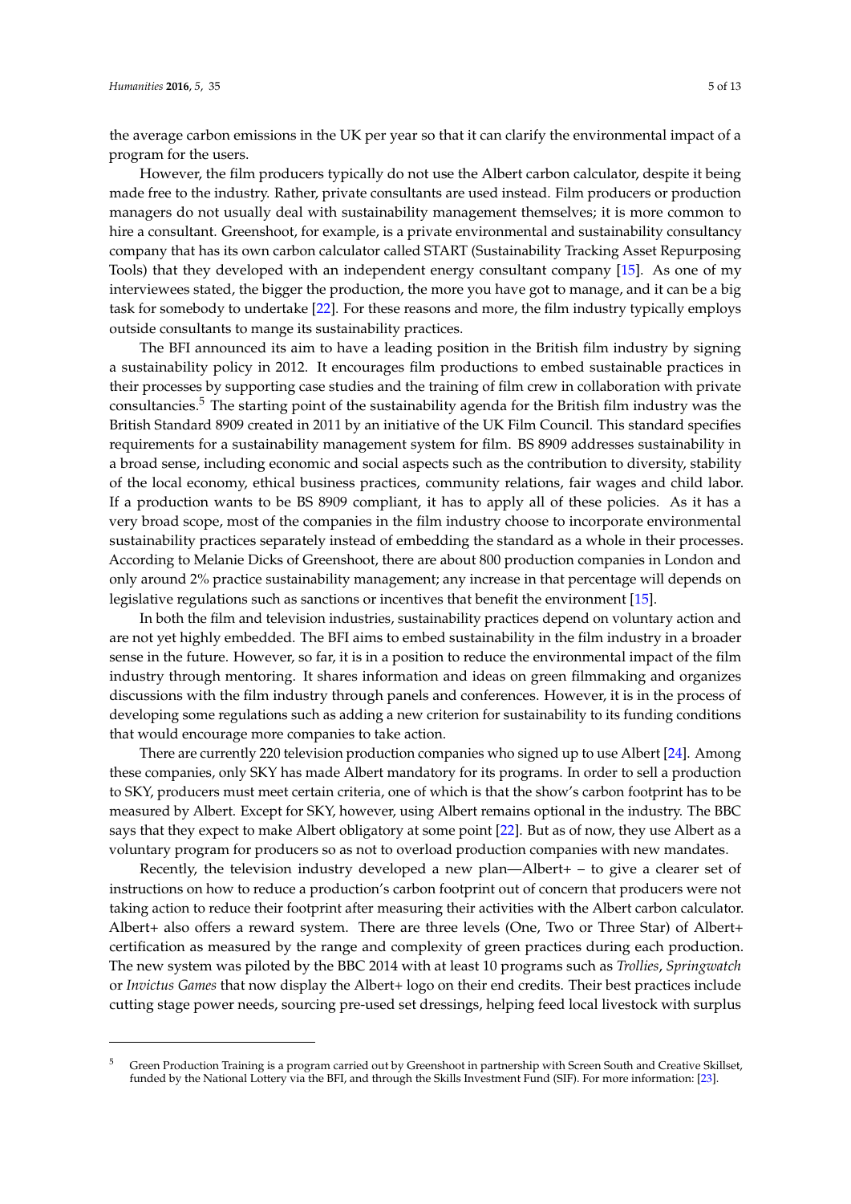the average carbon emissions in the UK per year so that it can clarify the environmental impact of a program for the users.

However, the film producers typically do not use the Albert carbon calculator, despite it being made free to the industry. Rather, private consultants are used instead. Film producers or production managers do not usually deal with sustainability management themselves; it is more common to hire a consultant. Greenshoot, for example, is a private environmental and sustainability consultancy company that has its own carbon calculator called START (Sustainability Tracking Asset Repurposing Tools) that they developed with an independent energy consultant company [15]. As one of my interviewees stated, the bigger the production, the more you have got to manage, and it can be a big task for somebody to undertake [22]. For these reasons and more, the film industry typically employs outside consultants to mange its sustainability practices.

The BFI announced its aim to have a leading position in the British film industry by signing a sustainability policy in 2012. It encourages film productions to embed sustainable practices in their processes by supporting case studies and the training of film crew in collaboration with private consultancies.[5] The starting point of the sustainability agenda for the British film industry was the British Standard 8909 created in 2011 by an initiative of the UK Film Council. This standard specifies requirements for a sustainability management system for film. BS 8909 addresses sustainability in a broad sense, including economic and social aspects such as the contribution to diversity, stability of the local economy, ethical business practices, community relations, fair wages and child labor. If a production wants to be BS 8909 compliant, it has to apply all of these policies. As it has a very broad scope, most of the companies in the film industry choose to incorporate environmental sustainability practices separately instead of embedding the standard as a whole in their processes. According to Melanie Dicks of Greenshoot, there are about 800 production companies in London and only around 2% practice sustainability management; any increase in that percentage will depends on legislative regulations such as sanctions or incentives that benefit the environment [15].

In both the film and television industries, sustainability practices depend on voluntary action and are not yet highly embedded. The BFI aims to embed sustainability in the film industry in a broader sense in the future. However, so far, it is in a position to reduce the environmental impact of the film industry through mentoring. It shares information and ideas on green filmmaking and organizes discussions with the film industry through panels and conferences. However, it is in the process of developing some regulations such as adding a new criterion for sustainability to its funding conditions that would encourage more companies to take action.

There are currently 220 television production companies who signed up to use Albert [24]. Among these companies, only SKY has made Albert mandatory for its programs. In order to sell a production to SKY, producers must meet certain criteria, one of which is that the show's carbon footprint has to be measured by Albert. Except for SKY, however, using Albert remains optional in the industry. The BBC says that they expect to make Albert obligatory at some point [22]. But as of now, they use Albert as a voluntary program for producers so as not to overload production companies with new mandates.

Recently, the television industry developed a new plan—Albert+ – to give a clearer set of instructions on how to reduce a production's carbon footprint out of concern that producers were not taking action to reduce their footprint after measuring their activities with the Albert carbon calculator. Albert+ also offers a reward system. There are three levels (One, Two or Three Star) of Albert+ certification as measured by the range and complexity of green practices during each production. The new system was piloted by the BBC 2014 with at least 10 programs such as *Trollies*, *Springwatch* or *Invictus Games* that now display the Albert+ logo on their end credits. Their best practices include cutting stage power needs, sourcing pre-used set dressings, helping feed local livestock with surplus

[5] Green Production Training is a program carried out by Greenshoot in partnership with Screen South and Creative Skillset, funded by the National Lottery via the BFI, and through the Skills Investment Fund (SIF). For more information: [23].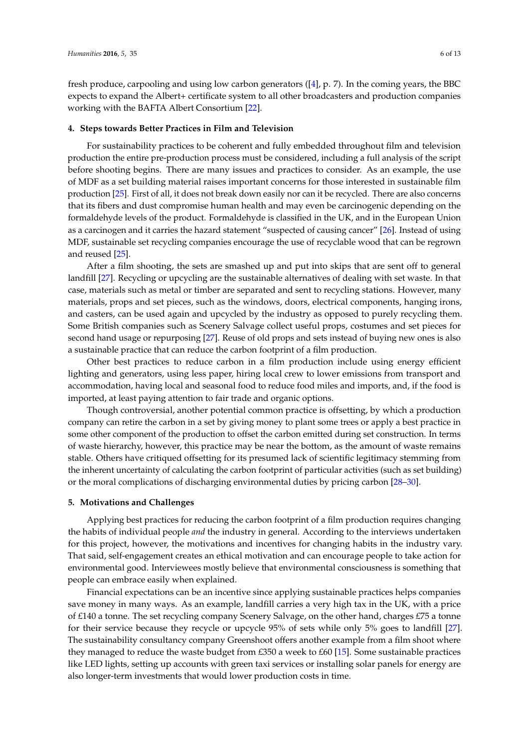fresh produce, carpooling and using low carbon generators ([4], p. 7). In the coming years, the BBC expects to expand the Albert+ certificate system to all other broadcasters and production companies working with the BAFTA Albert Consortium [22].

## 4. Steps towards Better Practices in Film and Television

For sustainability practices to be coherent and fully embedded throughout film and television production the entire pre-production process must be considered, including a full analysis of the script before shooting begins. There are many issues and practices to consider. As an example, the use of MDF as a set building material raises important concerns for those interested in sustainable film production [25]. First of all, it does not break down easily nor can it be recycled. There are also concerns that its fibers and dust compromise human health and may even be carcinogenic depending on the formaldehyde levels of the product. Formaldehyde is classified in the UK, and in the European Union as a carcinogen and it carries the hazard statement "suspected of causing cancer" [26]. Instead of using MDF, sustainable set recycling companies encourage the use of recyclable wood that can be regrown and reused [25].

After a film shooting, the sets are smashed up and put into skips that are sent off to general landfill [27]. Recycling or upcycling are the sustainable alternatives of dealing with set waste. In that case, materials such as metal or timber are separated and sent to recycling stations. However, many materials, props and set pieces, such as the windows, doors, electrical components, hanging irons, and casters, can be used again and upcycled by the industry as opposed to purely recycling them. Some British companies such as Scenery Salvage collect useful props, costumes and set pieces for second hand usage or repurposing [27]. Reuse of old props and sets instead of buying new ones is also a sustainable practice that can reduce the carbon footprint of a film production.

Other best practices to reduce carbon in a film production include using energy efficient lighting and generators, using less paper, hiring local crew to lower emissions from transport and accommodation, having local and seasonal food to reduce food miles and imports, and, if the food is imported, at least paying attention to fair trade and organic options.

Though controversial, another potential common practice is offsetting, by which a production company can retire the carbon in a set by giving money to plant some trees or apply a best practice in some other component of the production to offset the carbon emitted during set construction. In terms of waste hierarchy, however, this practice may be near the bottom, as the amount of waste remains stable. Others have critiqued offsetting for its presumed lack of scientific legitimacy stemming from the inherent uncertainty of calculating the carbon footprint of particular activities (such as set building) or the moral complications of discharging environmental duties by pricing carbon [28–30].

## 5. Motivations and Challenges

Applying best practices for reducing the carbon footprint of a film production requires changing the habits of individual people *and* the industry in general. According to the interviews undertaken for this project, however, the motivations and incentives for changing habits in the industry vary. That said, self-engagement creates an ethical motivation and can encourage people to take action for environmental good. Interviewees mostly believe that environmental consciousness is something that people can embrace easily when explained.

Financial expectations can be an incentive since applying sustainable practices helps companies save money in many ways. As an example, landfill carries a very high tax in the UK, with a price of £140 a tonne. The set recycling company Scenery Salvage, on the other hand, charges £75 a tonne for their service because they recycle or upcycle 95% of sets while only 5% goes to landfill [27]. The sustainability consultancy company Greenshoot offers another example from a film shoot where they managed to reduce the waste budget from £350 a week to £60 [15]. Some sustainable practices like LED lights, setting up accounts with green taxi services or installing solar panels for energy are also longer-term investments that would lower production costs in time.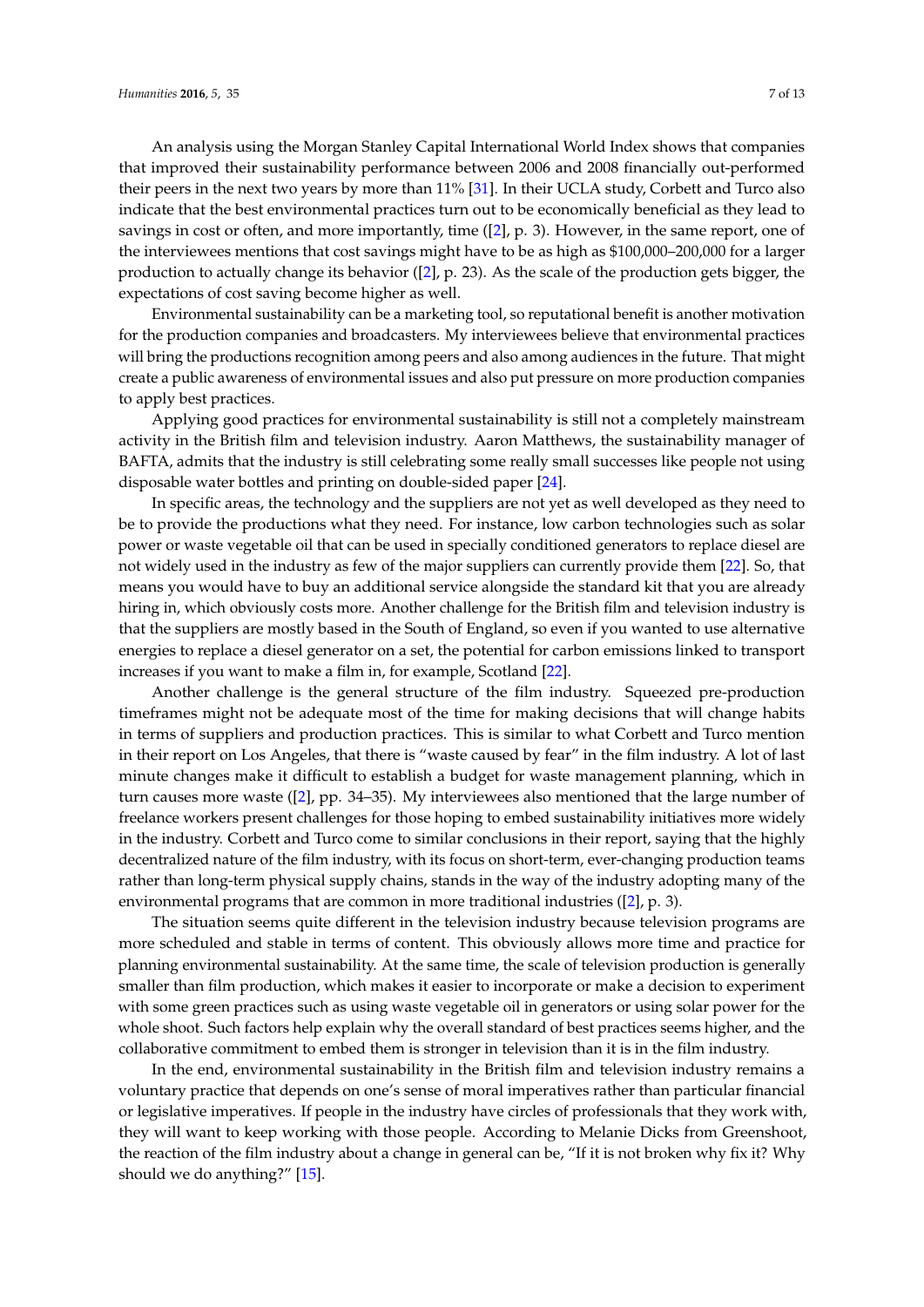An analysis using the Morgan Stanley Capital International World Index shows that companies that improved their sustainability performance between 2006 and 2008 financially out-performed their peers in the next two years by more than 11% [31]. In their UCLA study, Corbett and Turco also indicate that the best environmental practices turn out to be economically beneficial as they lead to savings in cost or often, and more importantly, time ([2], p. 3). However, in the same report, one of the interviewees mentions that cost savings might have to be as high as $100,000–200,000 for a larger production to actually change its behavior ([2], p. 23). As the scale of the production gets bigger, the expectations of cost saving become higher as well.

Environmental sustainability can be a marketing tool, so reputational benefit is another motivation for the production companies and broadcasters. My interviewees believe that environmental practices will bring the productions recognition among peers and also among audiences in the future. That might create a public awareness of environmental issues and also put pressure on more production companies to apply best practices.

Applying good practices for environmental sustainability is still not a completely mainstream activity in the British film and television industry. Aaron Matthews, the sustainability manager of BAFTA, admits that the industry is still celebrating some really small successes like people not using disposable water bottles and printing on double-sided paper [24].

In specific areas, the technology and the suppliers are not yet as well developed as they need to be to provide the productions what they need. For instance, low carbon technologies such as solar power or waste vegetable oil that can be used in specially conditioned generators to replace diesel are not widely used in the industry as few of the major suppliers can currently provide them [22]. So, that means you would have to buy an additional service alongside the standard kit that you are already hiring in, which obviously costs more. Another challenge for the British film and television industry is that the suppliers are mostly based in the South of England, so even if you wanted to use alternative energies to replace a diesel generator on a set, the potential for carbon emissions linked to transport increases if you want to make a film in, for example, Scotland [22].

Another challenge is the general structure of the film industry. Squeezed pre-production timeframes might not be adequate most of the time for making decisions that will change habits in terms of suppliers and production practices. This is similar to what Corbett and Turco mention in their report on Los Angeles, that there is "waste caused by fear" in the film industry. A lot of last minute changes make it difficult to establish a budget for waste management planning, which in turn causes more waste ([2], pp. 34–35). My interviewees also mentioned that the large number of freelance workers present challenges for those hoping to embed sustainability initiatives more widely in the industry. Corbett and Turco come to similar conclusions in their report, saying that the highly decentralized nature of the film industry, with its focus on short-term, ever-changing production teams rather than long-term physical supply chains, stands in the way of the industry adopting many of the environmental programs that are common in more traditional industries ([2], p. 3).

The situation seems quite different in the television industry because television programs are more scheduled and stable in terms of content. This obviously allows more time and practice for planning environmental sustainability. At the same time, the scale of television production is generally smaller than film production, which makes it easier to incorporate or make a decision to experiment with some green practices such as using waste vegetable oil in generators or using solar power for the whole shoot. Such factors help explain why the overall standard of best practices seems higher, and the collaborative commitment to embed them is stronger in television than it is in the film industry.

In the end, environmental sustainability in the British film and television industry remains a voluntary practice that depends on one's sense of moral imperatives rather than particular financial or legislative imperatives. If people in the industry have circles of professionals that they work with, they will want to keep working with those people. According to Melanie Dicks from Greenshoot, the reaction of the film industry about a change in general can be, "If it is not broken why fix it? Why should we do anything?" [15].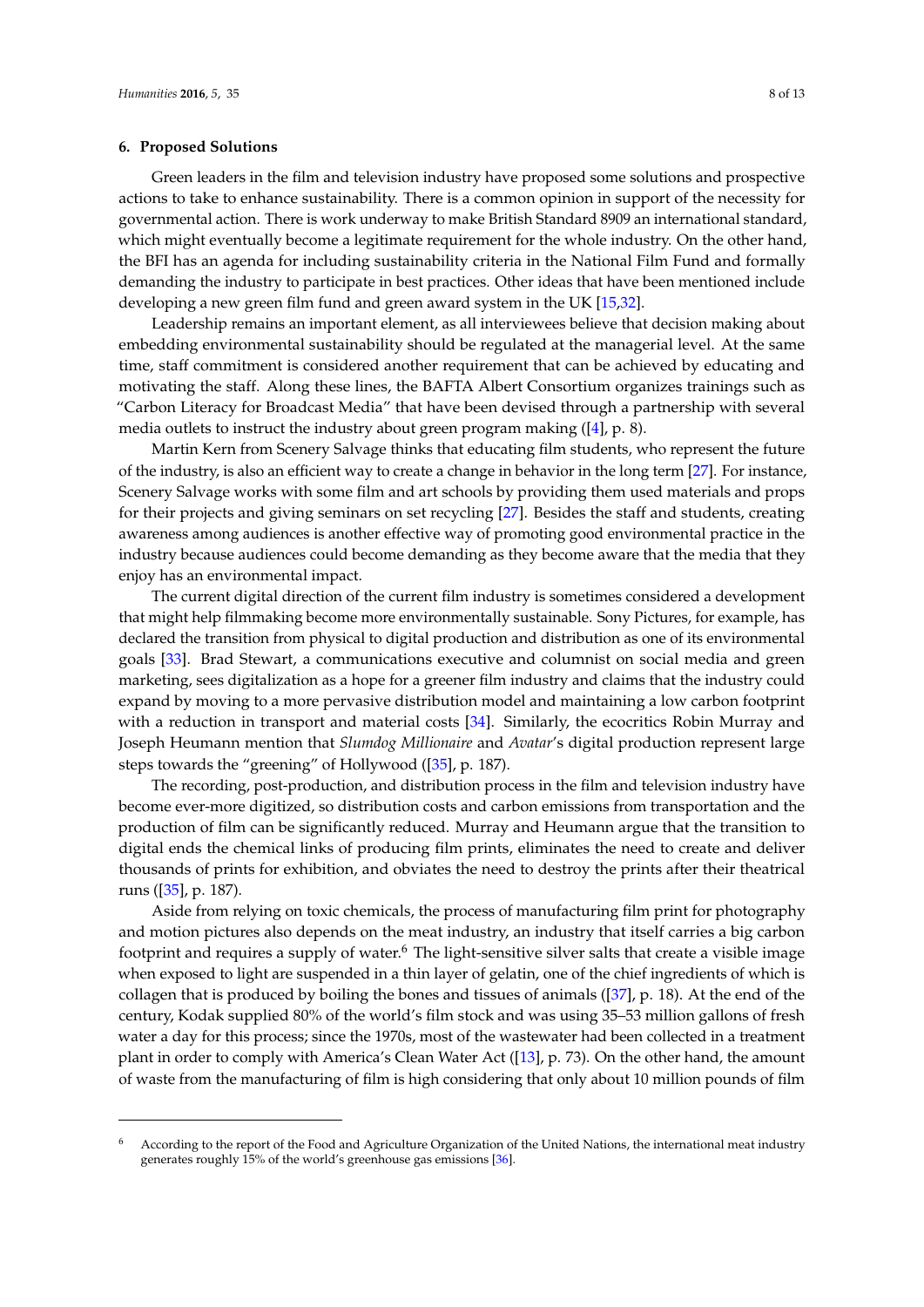## 6. Proposed Solutions

Green leaders in the film and television industry have proposed some solutions and prospective actions to take to enhance sustainability. There is a common opinion in support of the necessity for governmental action. There is work underway to make British Standard 8909 an international standard, which might eventually become a legitimate requirement for the whole industry. On the other hand, the BFI has an agenda for including sustainability criteria in the National Film Fund and formally demanding the industry to participate in best practices. Other ideas that have been mentioned include developing a new green film fund and green award system in the UK [15,32].

Leadership remains an important element, as all interviewees believe that decision making about embedding environmental sustainability should be regulated at the managerial level. At the same time, staff commitment is considered another requirement that can be achieved by educating and motivating the staff. Along these lines, the BAFTA Albert Consortium organizes trainings such as "Carbon Literacy for Broadcast Media" that have been devised through a partnership with several media outlets to instruct the industry about green program making ([4], p. 8).

Martin Kern from Scenery Salvage thinks that educating film students, who represent the future of the industry, is also an efficient way to create a change in behavior in the long term [27]. For instance, Scenery Salvage works with some film and art schools by providing them used materials and props for their projects and giving seminars on set recycling [27]. Besides the staff and students, creating awareness among audiences is another effective way of promoting good environmental practice in the industry because audiences could become demanding as they become aware that the media that they enjoy has an environmental impact.

The current digital direction of the current film industry is sometimes considered a development that might help filmmaking become more environmentally sustainable. Sony Pictures, for example, has declared the transition from physical to digital production and distribution as one of its environmental goals [33]. Brad Stewart, a communications executive and columnist on social media and green marketing, sees digitalization as a hope for a greener film industry and claims that the industry could expand by moving to a more pervasive distribution model and maintaining a low carbon footprint with a reduction in transport and material costs [34]. Similarly, the ecocritics Robin Murray and Joseph Heumann mention that *Slumdog Millionaire* and *Avatar*'s digital production represent large steps towards the "greening" of Hollywood ([35], p. 187).

The recording, post-production, and distribution process in the film and television industry have become ever-more digitized, so distribution costs and carbon emissions from transportation and the production of film can be significantly reduced. Murray and Heumann argue that the transition to digital ends the chemical links of producing film prints, eliminates the need to create and deliver thousands of prints for exhibition, and obviates the need to destroy the prints after their theatrical runs ([35], p. 187).

Aside from relying on toxic chemicals, the process of manufacturing film print for photography and motion pictures also depends on the meat industry, an industry that itself carries a big carbon footprint and requires a supply of water.[6] The light-sensitive silver salts that create a visible image when exposed to light are suspended in a thin layer of gelatin, one of the chief ingredients of which is collagen that is produced by boiling the bones and tissues of animals ([37], p. 18). At the end of the century, Kodak supplied 80% of the world's film stock and was using 35–53 million gallons of fresh water a day for this process; since the 1970s, most of the wastewater had been collected in a treatment plant in order to comply with America's Clean Water Act ([13], p. 73). On the other hand, the amount of waste from the manufacturing of film is high considering that only about 10 million pounds of film

---

[6] According to the report of the Food and Agriculture Organization of the United Nations, the international meat industry generates roughly 15% of the world's greenhouse gas emissions [36].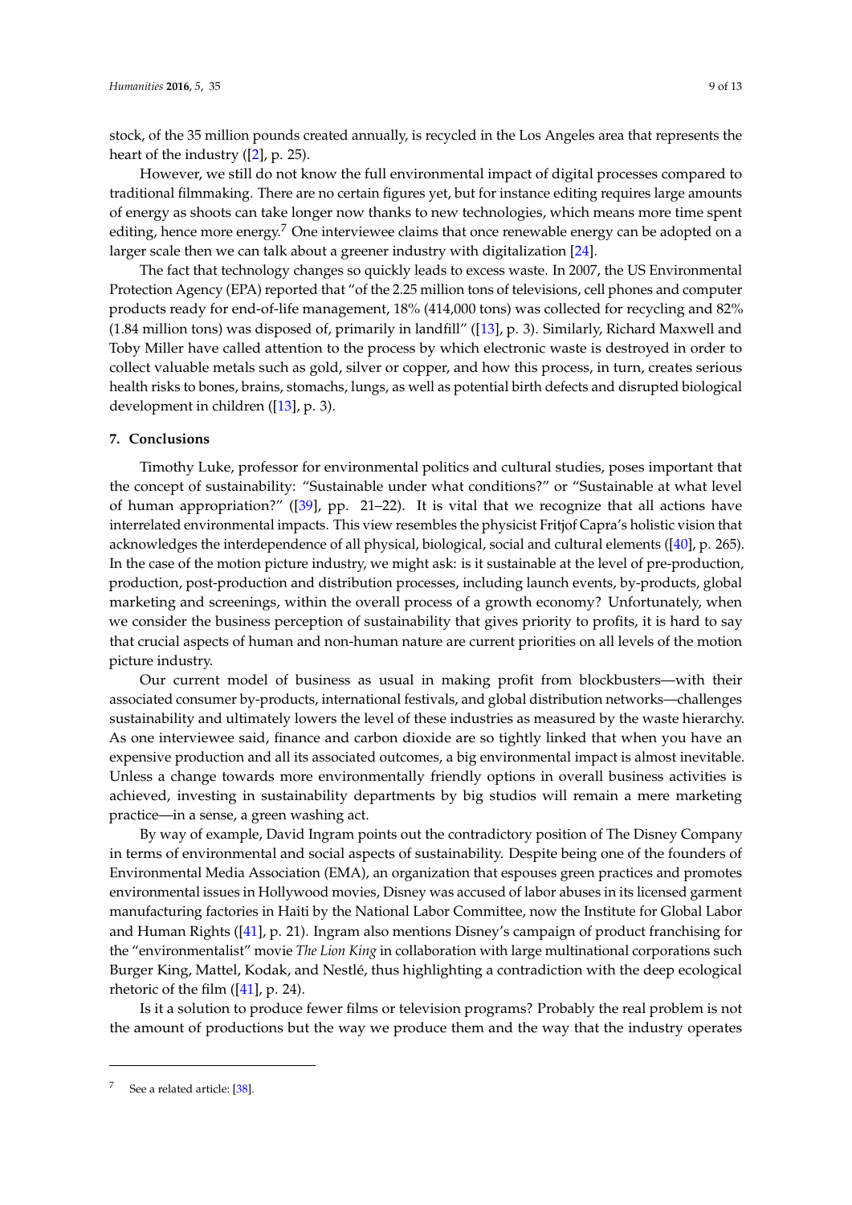stock, of the 35 million pounds created annually, is recycled in the Los Angeles area that represents the heart of the industry ([2], p. 25).

However, we still do not know the full environmental impact of digital processes compared to traditional filmmaking. There are no certain figures yet, but for instance editing requires large amounts of energy as shoots can take longer now thanks to new technologies, which means more time spent editing, hence more energy.[7] One interviewee claims that once renewable energy can be adopted on a larger scale then we can talk about a greener industry with digitalization [24].

The fact that technology changes so quickly leads to excess waste. In 2007, the US Environmental Protection Agency (EPA) reported that "of the 2.25 million tons of televisions, cell phones and computer products ready for end-of-life management, 18% (414,000 tons) was collected for recycling and 82% (1.84 million tons) was disposed of, primarily in landfill" ([13], p. 3). Similarly, Richard Maxwell and Toby Miller have called attention to the process by which electronic waste is destroyed in order to collect valuable metals such as gold, silver or copper, and how this process, in turn, creates serious health risks to bones, brains, stomachs, lungs, as well as potential birth defects and disrupted biological development in children ([13], p. 3).

## 7. Conclusions

Timothy Luke, professor for environmental politics and cultural studies, poses important that the concept of sustainability: "Sustainable under what conditions?" or "Sustainable at what level of human appropriation?" ([39], pp. 21–22). It is vital that we recognize that all actions have interrelated environmental impacts. This view resembles the physicist Fritjof Capra's holistic vision that acknowledges the interdependence of all physical, biological, social and cultural elements ([40], p. 265). In the case of the motion picture industry, we might ask: is it sustainable at the level of pre-production, production, post-production and distribution processes, including launch events, by-products, global marketing and screenings, within the overall process of a growth economy? Unfortunately, when we consider the business perception of sustainability that gives priority to profits, it is hard to say that crucial aspects of human and non-human nature are current priorities on all levels of the motion picture industry.

Our current model of business as usual in making profit from blockbusters—with their associated consumer by-products, international festivals, and global distribution networks—challenges sustainability and ultimately lowers the level of these industries as measured by the waste hierarchy. As one interviewee said, finance and carbon dioxide are so tightly linked that when you have an expensive production and all its associated outcomes, a big environmental impact is almost inevitable. Unless a change towards more environmentally friendly options in overall business activities is achieved, investing in sustainability departments by big studios will remain a mere marketing practice—in a sense, a green washing act.

By way of example, David Ingram points out the contradictory position of The Disney Company in terms of environmental and social aspects of sustainability. Despite being one of the founders of Environmental Media Association (EMA), an organization that espouses green practices and promotes environmental issues in Hollywood movies, Disney was accused of labor abuses in its licensed garment manufacturing factories in Haiti by the National Labor Committee, now the Institute for Global Labor and Human Rights ([41], p. 21). Ingram also mentions Disney's campaign of product franchising for the "environmentalist" movie *The Lion King* in collaboration with large multinational corporations such Burger King, Mattel, Kodak, and Nestlé, thus highlighting a contradiction with the deep ecological rhetoric of the film ([41], p. 24).

Is it a solution to produce fewer films or television programs? Probably the real problem is not the amount of productions but the way we produce them and the way that the industry operates

---

[7] See a related article: [38].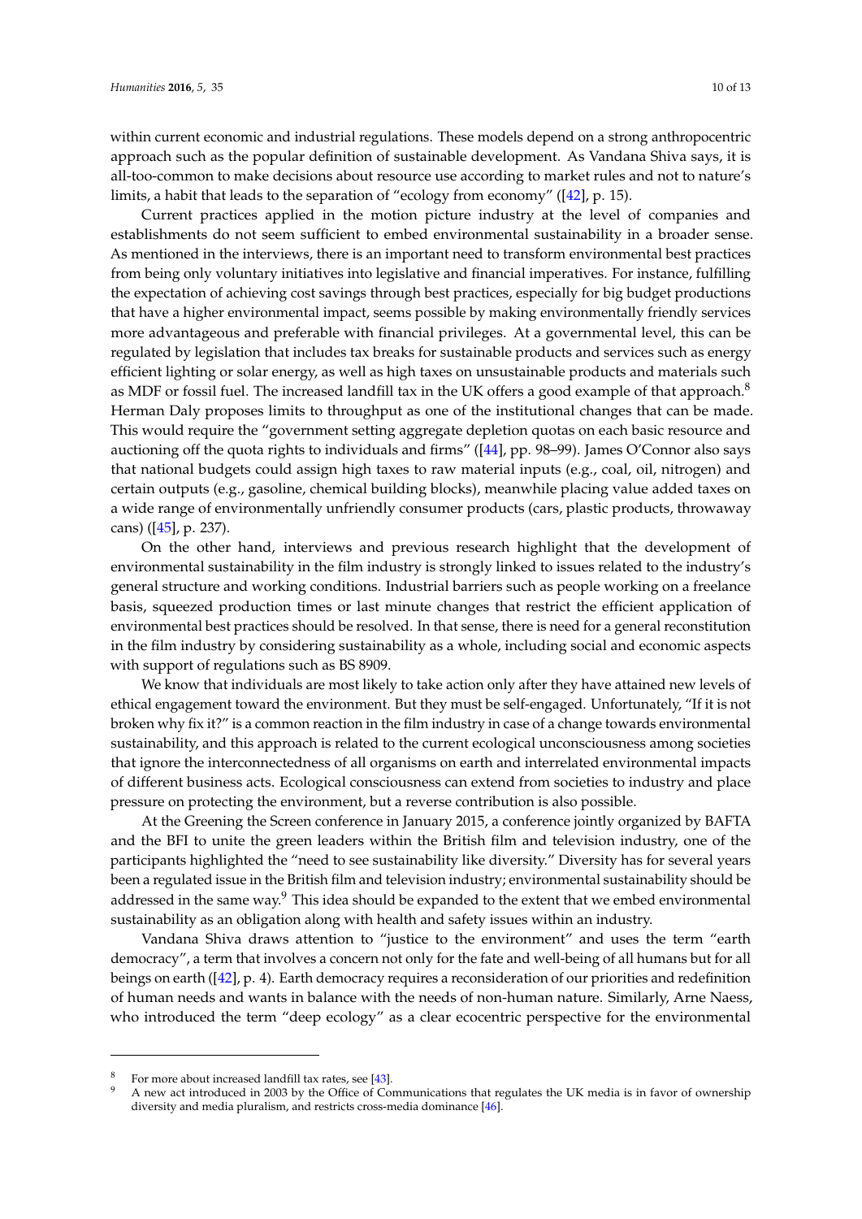within current economic and industrial regulations. These models depend on a strong anthropocentric approach such as the popular definition of sustainable development. As Vandana Shiva says, it is all-too-common to make decisions about resource use according to market rules and not to nature's limits, a habit that leads to the separation of "ecology from economy" ([42], p. 15).

Current practices applied in the motion picture industry at the level of companies and establishments do not seem sufficient to embed environmental sustainability in a broader sense. As mentioned in the interviews, there is an important need to transform environmental best practices from being only voluntary initiatives into legislative and financial imperatives. For instance, fulfilling the expectation of achieving cost savings through best practices, especially for big budget productions that have a higher environmental impact, seems possible by making environmentally friendly services more advantageous and preferable with financial privileges. At a governmental level, this can be regulated by legislation that includes tax breaks for sustainable products and services such as energy efficient lighting or solar energy, as well as high taxes on unsustainable products and materials such as MDF or fossil fuel. The increased landfill tax in the UK offers a good example of that approach.[8] Herman Daly proposes limits to throughput as one of the institutional changes that can be made. This would require the "government setting aggregate depletion quotas on each basic resource and auctioning off the quota rights to individuals and firms" ([44], pp. 98–99). James O'Connor also says that national budgets could assign high taxes to raw material inputs (e.g., coal, oil, nitrogen) and certain outputs (e.g., gasoline, chemical building blocks), meanwhile placing value added taxes on a wide range of environmentally unfriendly consumer products (cars, plastic products, throwaway cans) ([45], p. 237).

On the other hand, interviews and previous research highlight that the development of environmental sustainability in the film industry is strongly linked to issues related to the industry's general structure and working conditions. Industrial barriers such as people working on a freelance basis, squeezed production times or last minute changes that restrict the efficient application of environmental best practices should be resolved. In that sense, there is need for a general reconstitution in the film industry by considering sustainability as a whole, including social and economic aspects with support of regulations such as BS 8909.

We know that individuals are most likely to take action only after they have attained new levels of ethical engagement toward the environment. But they must be self-engaged. Unfortunately, "If it is not broken why fix it?" is a common reaction in the film industry in case of a change towards environmental sustainability, and this approach is related to the current ecological unconsciousness among societies that ignore the interconnectedness of all organisms on earth and interrelated environmental impacts of different business acts. Ecological consciousness can extend from societies to industry and place pressure on protecting the environment, but a reverse contribution is also possible.

At the Greening the Screen conference in January 2015, a conference jointly organized by BAFTA and the BFI to unite the green leaders within the British film and television industry, one of the participants highlighted the "need to see sustainability like diversity." Diversity has for several years been a regulated issue in the British film and television industry; environmental sustainability should be addressed in the same way.[9] This idea should be expanded to the extent that we embed environmental sustainability as an obligation along with health and safety issues within an industry.

Vandana Shiva draws attention to "justice to the environment" and uses the term "earth democracy", a term that involves a concern not only for the fate and well-being of all humans but for all beings on earth ([42], p. 4). Earth democracy requires a reconsideration of our priorities and redefinition of human needs and wants in balance with the needs of non-human nature. Similarly, Arne Naess, who introduced the term "deep ecology" as a clear ecocentric perspective for the environmental

---

[8] For more about increased landfill tax rates, see [43].

[9] A new act introduced in 2003 by the Office of Communications that regulates the UK media is in favor of ownership diversity and media pluralism, and restricts cross-media dominance [46].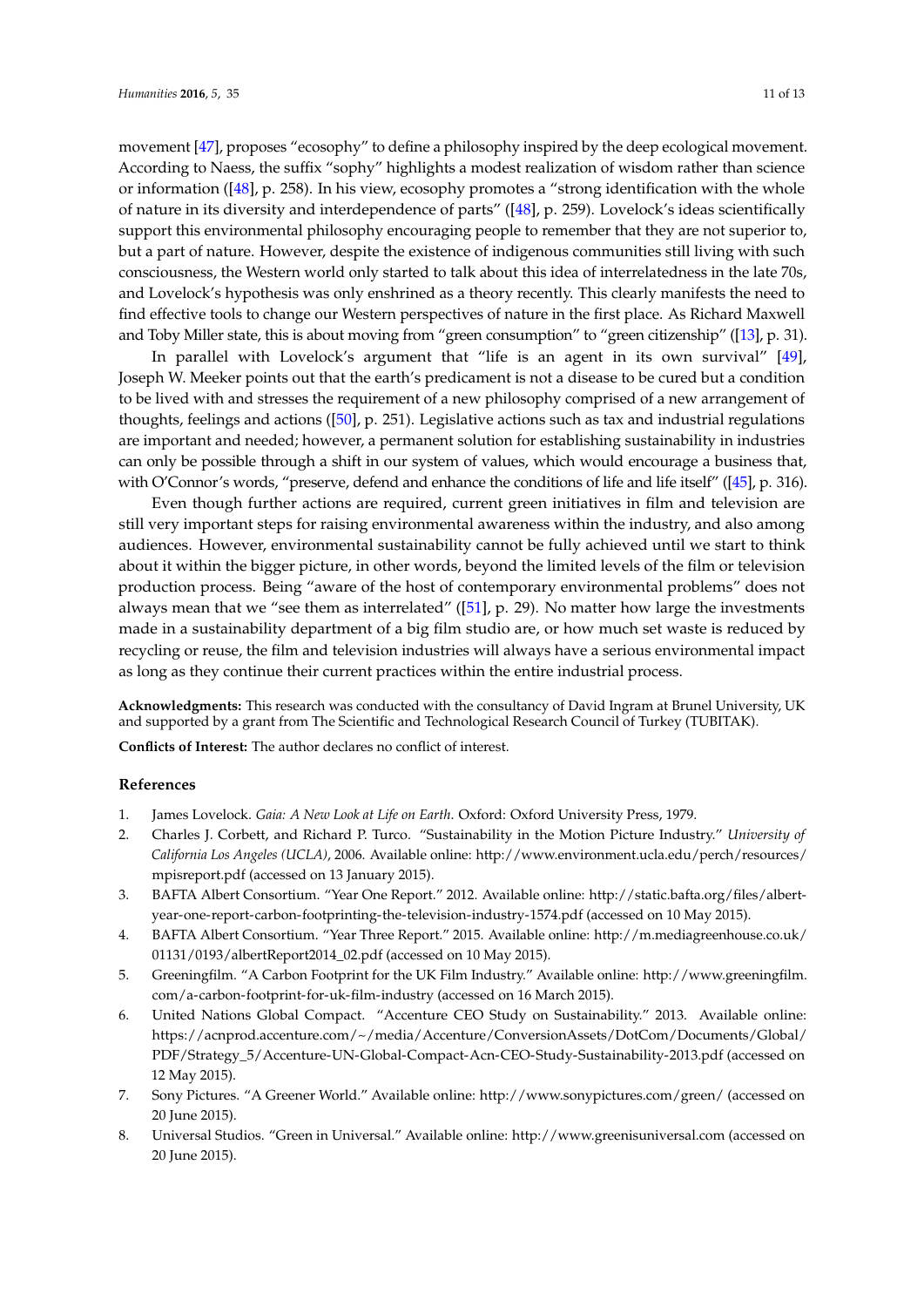movement [47], proposes "ecosophy" to define a philosophy inspired by the deep ecological movement. According to Naess, the suffix "sophy" highlights a modest realization of wisdom rather than science or information ([48], p. 258). In his view, ecosophy promotes a "strong identification with the whole of nature in its diversity and interdependence of parts" ([48], p. 259). Lovelock's ideas scientifically support this environmental philosophy encouraging people to remember that they are not superior to, but a part of nature. However, despite the existence of indigenous communities still living with such consciousness, the Western world only started to talk about this idea of interrelatedness in the late 70s, and Lovelock's hypothesis was only enshrined as a theory recently. This clearly manifests the need to find effective tools to change our Western perspectives of nature in the first place. As Richard Maxwell and Toby Miller state, this is about moving from "green consumption" to "green citizenship" ([13], p. 31).

In parallel with Lovelock's argument that "life is an agent in its own survival" [49], Joseph W. Meeker points out that the earth's predicament is not a disease to be cured but a condition to be lived with and stresses the requirement of a new philosophy comprised of a new arrangement of thoughts, feelings and actions ([50], p. 251). Legislative actions such as tax and industrial regulations are important and needed; however, a permanent solution for establishing sustainability in industries can only be possible through a shift in our system of values, which would encourage a business that, with O'Connor's words, "preserve, defend and enhance the conditions of life and life itself" ([45], p. 316).

Even though further actions are required, current green initiatives in film and television are still very important steps for raising environmental awareness within the industry, and also among audiences. However, environmental sustainability cannot be fully achieved until we start to think about it within the bigger picture, in other words, beyond the limited levels of the film or television production process. Being "aware of the host of contemporary environmental problems" does not always mean that we "see them as interrelated" ([51], p. 29). No matter how large the investments made in a sustainability department of a big film studio are, or how much set waste is reduced by recycling or reuse, the film and television industries will always have a serious environmental impact as long as they continue their current practices within the entire industrial process.

**Acknowledgments:** This research was conducted with the consultancy of David Ingram at Brunel University, UK and supported by a grant from The Scientific and Technological Research Council of Turkey (TUBITAK).

**Conflicts of Interest:** The author declares no conflict of interest.

## References

1. James Lovelock. *Gaia: A New Look at Life on Earth*. Oxford: Oxford University Press, 1979.
2. Charles J. Corbett, and Richard P. Turco. "Sustainability in the Motion Picture Industry." *University of California Los Angeles (UCLA)*, 2006. Available online: http://www.environment.ucla.edu/perch/resources/mpisreport.pdf (accessed on 13 January 2015).
3. BAFTA Albert Consortium. "Year One Report." 2012. Available online: http://static.bafta.org/files/albert-year-one-report-carbon-footprinting-the-television-industry-1574.pdf (accessed on 10 May 2015).
4. BAFTA Albert Consortium. "Year Three Report." 2015. Available online: http://m.mediagreenhouse.co.uk/01131/0193/albertReport2014_02.pdf (accessed on 10 May 2015).
5. Greeningfilm. "A Carbon Footprint for the UK Film Industry." Available online: http://www.greeningfilm.com/a-carbon-footprint-for-uk-film-industry (accessed on 16 March 2015).
6. United Nations Global Compact. "Accenture CEO Study on Sustainability." 2013. Available online: https://acnprod.accenture.com/~/media/Accenture/ConversionAssets/DotCom/Documents/Global/PDF/Strategy_5/Accenture-UN-Global-Compact-Acn-CEO-Study-Sustainability-2013.pdf (accessed on 12 May 2015).
7. Sony Pictures. "A Greener World." Available online: http://www.sonypictures.com/green/ (accessed on 20 June 2015).
8. Universal Studios. "Green in Universal." Available online: http://www.greenisuniversal.com (accessed on 20 June 2015).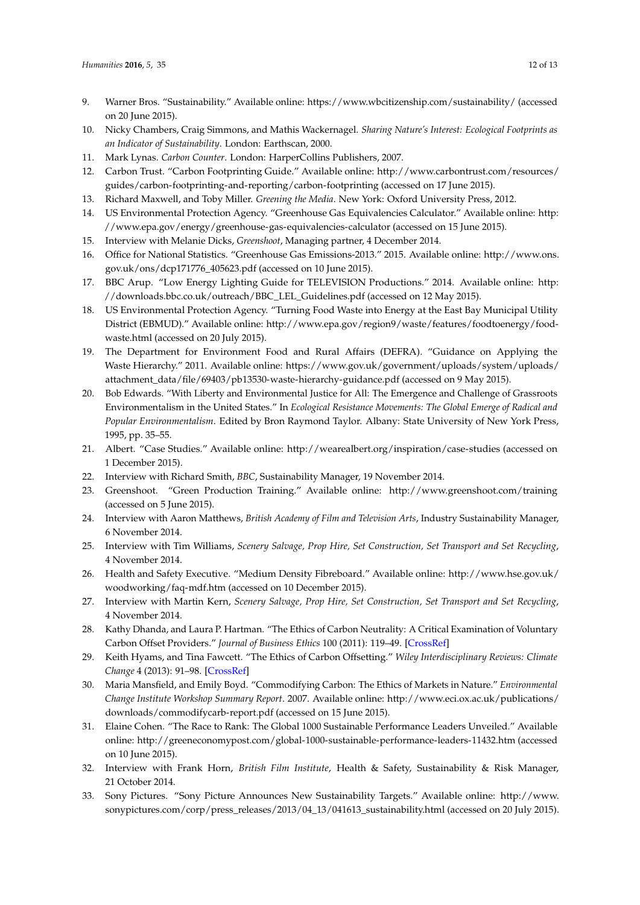9. Warner Bros. "Sustainability." Available online: https://www.wbcitizenship.com/sustainability/ (accessed on 20 June 2015).
10. Nicky Chambers, Craig Simmons, and Mathis Wackernagel. *Sharing Nature's Interest: Ecological Footprints as an Indicator of Sustainability*. London: Earthscan, 2000.
11. Mark Lynas. *Carbon Counter*. London: HarperCollins Publishers, 2007.
12. Carbon Trust. "Carbon Footprinting Guide." Available online: http://www.carbontrust.com/resources/guides/carbon-footprinting-and-reporting/carbon-footprinting (accessed on 17 June 2015).
13. Richard Maxwell, and Toby Miller. *Greening the Media*. New York: Oxford University Press, 2012.
14. US Environmental Protection Agency. "Greenhouse Gas Equivalencies Calculator." Available online: http://www.epa.gov/energy/greenhouse-gas-equivalencies-calculator (accessed on 15 June 2015).
15. Interview with Melanie Dicks, *Greenshoot*, Managing partner, 4 December 2014.
16. Office for National Statistics. "Greenhouse Gas Emissions-2013." 2015. Available online: http://www.ons.gov.uk/ons/dcp171776_405623.pdf (accessed on 10 June 2015).
17. BBC Arup. "Low Energy Lighting Guide for TELEVISION Productions." 2014. Available online: http://downloads.bbc.co.uk/outreach/BBC_LEL_Guidelines.pdf (accessed on 12 May 2015).
18. US Environmental Protection Agency. "Turning Food Waste into Energy at the East Bay Municipal Utility District (EBMUD)." Available online: http://www.epa.gov/region9/waste/features/foodtoenergy/food-waste.html (accessed on 20 July 2015).
19. The Department for Environment Food and Rural Affairs (DEFRA). "Guidance on Applying the Waste Hierarchy." 2011. Available online: https://www.gov.uk/government/uploads/system/uploads/attachment_data/file/69403/pb13530-waste-hierarchy-guidance.pdf (accessed on 9 May 2015).
20. Bob Edwards. "With Liberty and Environmental Justice for All: The Emergence and Challenge of Grassroots Environmentalism in the United States." In *Ecological Resistance Movements: The Global Emerge of Radical and Popular Environmentalism*. Edited by Bron Raymond Taylor. Albany: State University of New York Press, 1995, pp. 35–55.
21. Albert. "Case Studies." Available online: http://wearealbert.org/inspiration/case-studies (accessed on 1 December 2015).
22. Interview with Richard Smith, *BBC*, Sustainability Manager, 19 November 2014.
23. Greenshoot. "Green Production Training." Available online: http://www.greenshoot.com/training (accessed on 5 June 2015).
24. Interview with Aaron Matthews, *British Academy of Film and Television Arts*, Industry Sustainability Manager, 6 November 2014.
25. Interview with Tim Williams, *Scenery Salvage, Prop Hire, Set Construction, Set Transport and Set Recycling*, 4 November 2014.
26. Health and Safety Executive. "Medium Density Fibreboard." Available online: http://www.hse.gov.uk/woodworking/faq-mdf.htm (accessed on 10 December 2015).
27. Interview with Martin Kern, *Scenery Salvage, Prop Hire, Set Construction, Set Transport and Set Recycling*, 4 November 2014.
28. Kathy Dhanda, and Laura P. Hartman. "The Ethics of Carbon Neutrality: A Critical Examination of Voluntary Carbon Offset Providers." *Journal of Business Ethics* 100 (2011): 119–49. [CrossRef]
29. Keith Hyams, and Tina Fawcett. "The Ethics of Carbon Offsetting." *Wiley Interdisciplinary Reviews: Climate Change* 4 (2013): 91–98. [CrossRef]
30. Maria Mansfield, and Emily Boyd. "Commodifying Carbon: The Ethics of Markets in Nature." *Environmental Change Institute Workshop Summary Report*. 2007. Available online: http://www.eci.ox.ac.uk/publications/downloads/commodifycarb-report.pdf (accessed on 15 June 2015).
31. Elaine Cohen. "The Race to Rank: The Global 1000 Sustainable Performance Leaders Unveiled." Available online: http://greeneconomypost.com/global-1000-sustainable-performance-leaders-11432.htm (accessed on 10 June 2015).
32. Interview with Frank Horn, *British Film Institute*, Health & Safety, Sustainability & Risk Manager, 21 October 2014.
33. Sony Pictures. "Sony Picture Announces New Sustainability Targets." Available online: http://www.sonypictures.com/corp/press_releases/2013/04_13/041613_sustainability.html (accessed on 20 July 2015).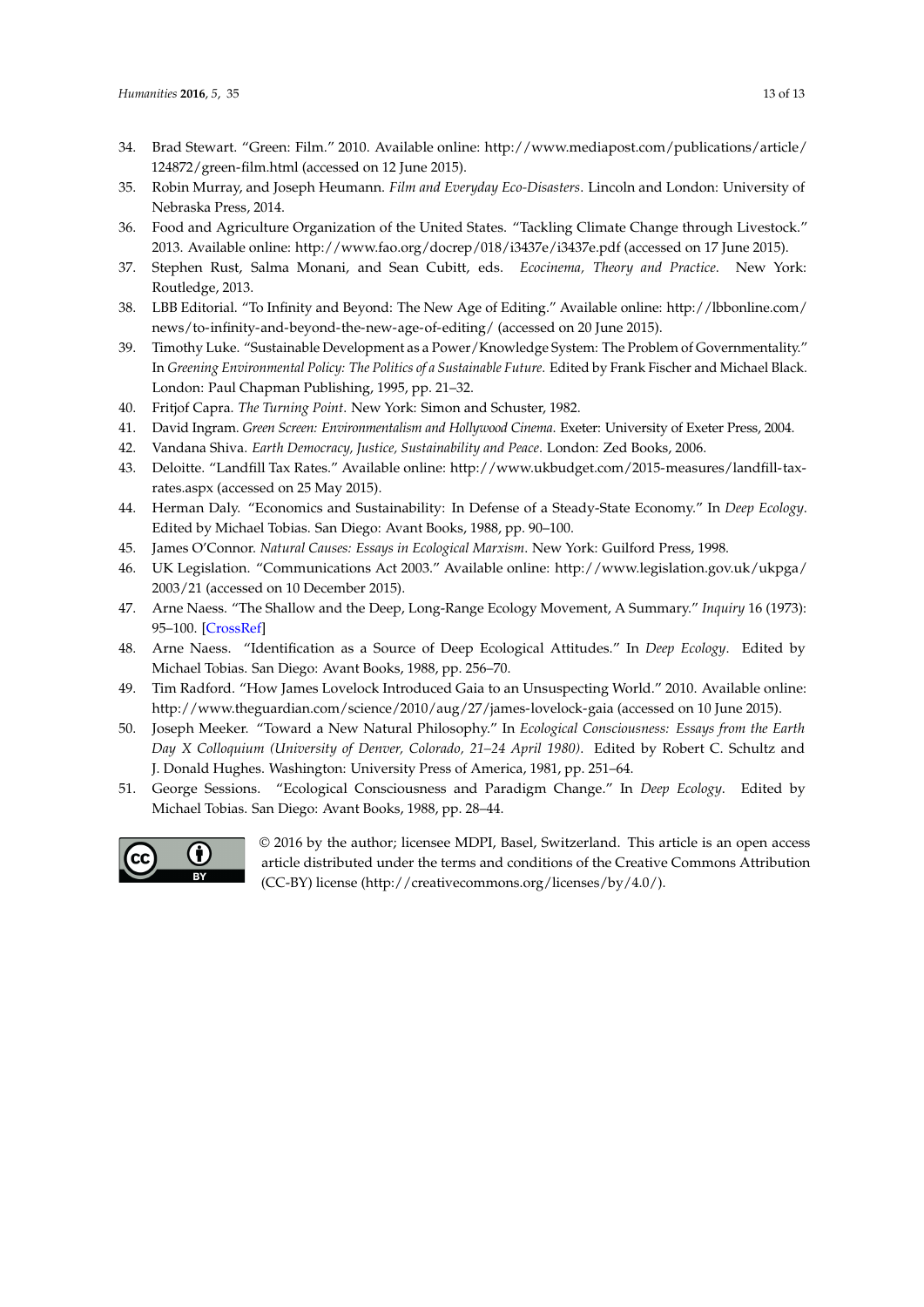34. Brad Stewart. "Green: Film." 2010. Available online: http://www.mediapost.com/publications/article/124872/green-film.html (accessed on 12 June 2015).
35. Robin Murray, and Joseph Heumann. *Film and Everyday Eco-Disasters*. Lincoln and London: University of Nebraska Press, 2014.
36. Food and Agriculture Organization of the United States. "Tackling Climate Change through Livestock." 2013. Available online: http://www.fao.org/docrep/018/i3437e/i3437e.pdf (accessed on 17 June 2015).
37. Stephen Rust, Salma Monani, and Sean Cubitt, eds. *Ecocinema, Theory and Practice*. New York: Routledge, 2013.
38. LBB Editorial. "To Infinity and Beyond: The New Age of Editing." Available online: http://lbbonline.com/news/to-infinity-and-beyond-the-new-age-of-editing/ (accessed on 20 June 2015).
39. Timothy Luke. "Sustainable Development as a Power/Knowledge System: The Problem of Governmentality." In *Greening Environmental Policy: The Politics of a Sustainable Future*. Edited by Frank Fischer and Michael Black. London: Paul Chapman Publishing, 1995, pp. 21–32.
40. Fritjof Capra. *The Turning Point*. New York: Simon and Schuster, 1982.
41. David Ingram. *Green Screen: Environmentalism and Hollywood Cinema*. Exeter: University of Exeter Press, 2004.
42. Vandana Shiva. *Earth Democracy, Justice, Sustainability and Peace*. London: Zed Books, 2006.
43. Deloitte. "Landfill Tax Rates." Available online: http://www.ukbudget.com/2015-measures/landfill-tax-rates.aspx (accessed on 25 May 2015).
44. Herman Daly. "Economics and Sustainability: In Defense of a Steady-State Economy." In *Deep Ecology*. Edited by Michael Tobias. San Diego: Avant Books, 1988, pp. 90–100.
45. James O'Connor. *Natural Causes: Essays in Ecological Marxism*. New York: Guilford Press, 1998.
46. UK Legislation. "Communications Act 2003." Available online: http://www.legislation.gov.uk/ukpga/2003/21 (accessed on 10 December 2015).
47. Arne Naess. "The Shallow and the Deep, Long-Range Ecology Movement, A Summary." *Inquiry* 16 (1973): 95–100. [CrossRef]
48. Arne Naess. "Identification as a Source of Deep Ecological Attitudes." In *Deep Ecology*. Edited by Michael Tobias. San Diego: Avant Books, 1988, pp. 256–70.
49. Tim Radford. "How James Lovelock Introduced Gaia to an Unsuspecting World." 2010. Available online: http://www.theguardian.com/science/2010/aug/27/james-lovelock-gaia (accessed on 10 June 2015).
50. Joseph Meeker. "Toward a New Natural Philosophy." In *Ecological Consciousness: Essays from the Earth Day X Colloquium (University of Denver, Colorado, 21–24 April 1980)*. Edited by Robert C. Schultz and J. Donald Hughes. Washington: University Press of America, 1981, pp. 251–64.
51. George Sessions. "Ecological Consciousness and Paradigm Change." In *Deep Ecology*. Edited by Michael Tobias. San Diego: Avant Books, 1988, pp. 28–44.

© 2016 by the author; licensee MDPI, Basel, Switzerland. This article is an open access article distributed under the terms and conditions of the Creative Commons Attribution (CC-BY) license (http://creativecommons.org/licenses/by/4.0/).